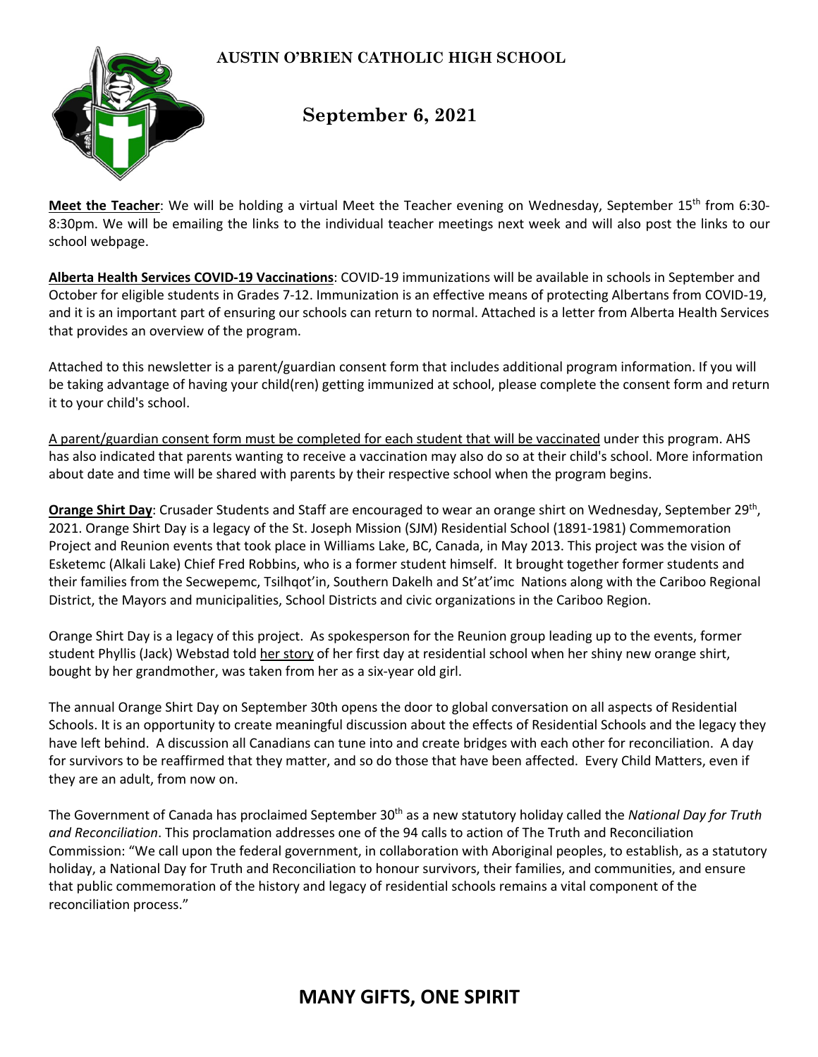# AUSTIN O'BRIEN CATHOLIC HIGH SCHOOL

## September 6, 2021

**Meet the Teacher**: We will be holding a virtual Meet the Teacher evening on Wednesday, September 15th from 6:30-8:30pm. We will be emailing the links to the individual teacher meetings next week and will also post the links to our school webpage.

**Alberta Health Services COVID-19 Vaccinations**: COVID-19 immunizations will be available in schools in September and October for eligible students in Grades 7-12. Immunization is an effective means of protecting Albertans from COVID-19, and it is an important part of ensuring our schools can return to normal. Attached is a letter from Alberta Health Services that provides an overview of the program.

Attached to this newsletter is a parent/guardian consent form that includes additional program information. If you will be taking advantage of having your child(ren) getting immunized at school, please complete the consent form and return it to your child's school.

A parent/guardian consent form must be completed for each student that will be vaccinated under this program. AHS has also indicated that parents wanting to receive a vaccination may also do so at their child's school. More information about date and time will be shared with parents by their respective school when the program begins.

**Orange Shirt Day**: Crusader Students and Staff are encouraged to wear an orange shirt on Wednesday, September 29th, 2021. Orange Shirt Day is a legacy of the St. Joseph Mission (SJM) Residential School (1891-1981) Commemoration Project and Reunion events that took place in Williams Lake, BC, Canada, in May 2013. This project was the vision of Esketemc (Alkali Lake) Chief Fred Robbins, who is a former student himself. It brought together former students and their families from the Secwepemc, Tsilhqot'in, Southern Dakelh and St'at'imc Nations along with the Cariboo Regional District, the Mayors and municipalities, School Districts and civic organizations in the Cariboo Region.

Orange Shirt Day is a legacy of this project. As spokesperson for the Reunion group leading up to the events, former student Phyllis (Jack) Webstad told her story of her first day at residential school when her shiny new orange shirt, bought by her grandmother, was taken from her as a six-year old girl.

The annual Orange Shirt Day on September 30th opens the door to global conversation on all aspects of Residential Schools. It is an opportunity to create meaningful discussion about the effects of Residential Schools and the legacy they have left behind. A discussion all Canadians can tune into and create bridges with each other for reconciliation. A day for survivors to be reaffirmed that they matter, and so do those that have been affected. Every Child Matters, even if they are an adult, from now on.

The Government of Canada has proclaimed September 30th as a new statutory holiday called the *National Day for Truth and Reconciliation*. This proclamation addresses one of the 94 calls to action of The Truth and Reconciliation Commission: "We call upon the federal government, in collaboration with Aboriginal peoples, to establish, as a statutory holiday, a National Day for Truth and Reconciliation to honour survivors, their families, and communities, and ensure that public commemoration of the history and legacy of residential schools remains a vital component of the reconciliation process."

**MANY GIFTS, ONE SPIRIT**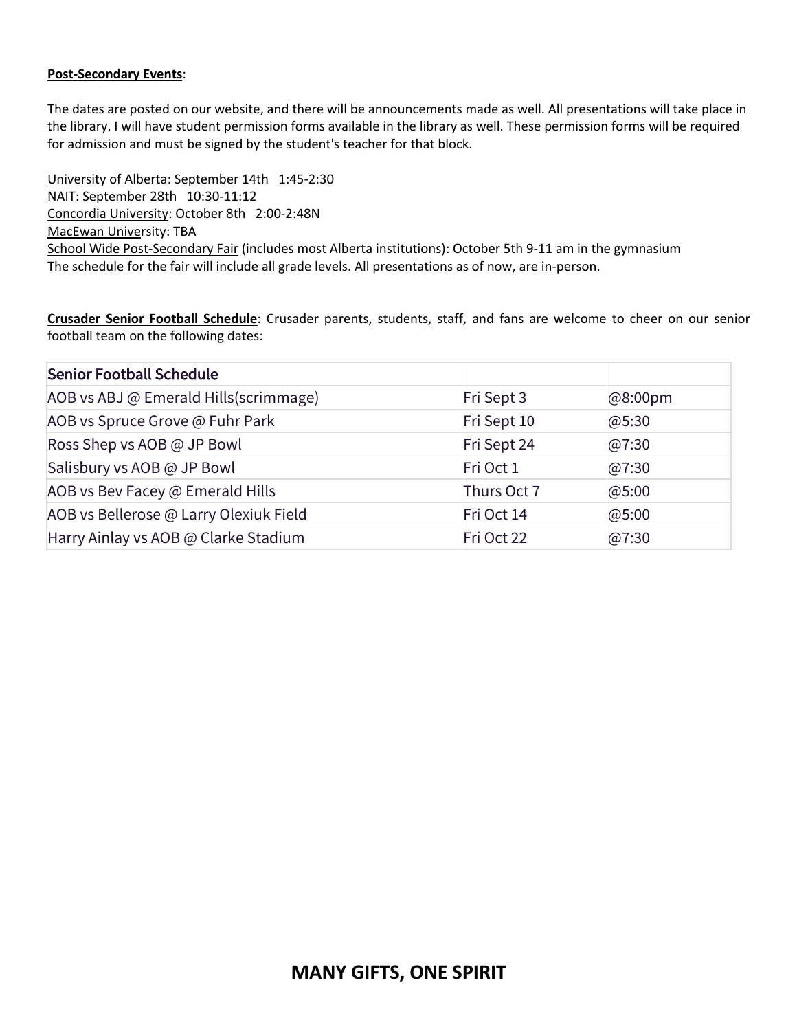**Post-Secondary Events**:

The dates are posted on our website, and there will be announcements made as well. All presentations will take place in the library. I will have student permission forms available in the library as well. These permission forms will be required for admission and must be signed by the student's teacher for that block.

University of Alberta: September 14th 1:45-2:30
NAIT: September 28th 10:30-11:12
Concordia University: October 8th 2:00-2:48N
MacEwan University: TBA
School Wide Post-Secondary Fair (includes most Alberta institutions): October 5th 9-11 am in the gymnasium
The schedule for the fair will include all grade levels. All presentations as of now, are in-person.

**Crusader Senior Football Schedule**: Crusader parents, students, staff, and fans are welcome to cheer on our senior football team on the following dates:

| Senior Football Schedule | | |
|---|---|---|
| AOB vs ABJ @ Emerald Hills(scrimmage) | Fri Sept 3 | @8:00pm |
| AOB vs Spruce Grove @ Fuhr Park | Fri Sept 10 | @5:30 |
| Ross Shep vs AOB @ JP Bowl | Fri Sept 24 | @7:30 |
| Salisbury vs AOB @ JP Bowl | Fri Oct 1 | @7:30 |
| AOB vs Bev Facey @ Emerald Hills | Thurs Oct 7 | @5:00 |
| AOB vs Bellerose @ Larry Olexiuk Field | Fri Oct 14 | @5:00 |
| Harry Ainlay vs AOB @ Clarke Stadium | Fri Oct 22 | @7:30 |

**MANY GIFTS, ONE SPIRIT**